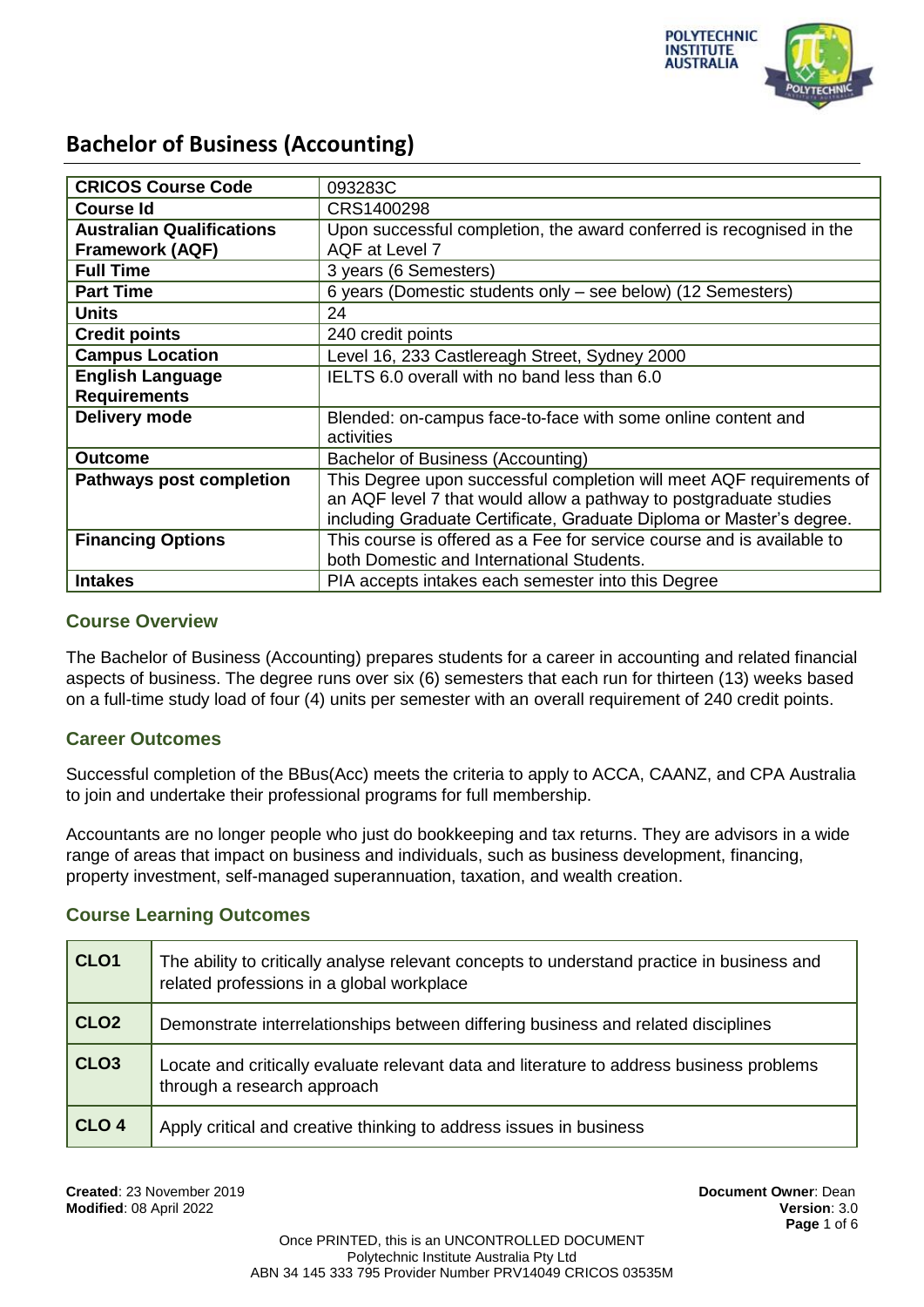# Bachelor of Business (Accounting)

| | |
|---|---|
| **CRICOS Course Code** | 093283C |
| **Course Id** | CRS1400298 |
| **Australian Qualifications Framework (AQF)** | Upon successful completion, the award conferred is recognised in the AQF at Level 7 |
| **Full Time** | 3 years (6 Semesters) |
| **Part Time** | 6 years (Domestic students only – see below) (12 Semesters) |
| **Units** | 24 |
| **Credit points** | 240 credit points |
| **Campus Location** | Level 16, 233 Castlereagh Street, Sydney 2000 |
| **English Language Requirements** | IELTS 6.0 overall with no band less than 6.0 |
| **Delivery mode** | Blended: on-campus face-to-face with some online content and activities |
| **Outcome** | Bachelor of Business (Accounting) |
| **Pathways post completion** | This Degree upon successful completion will meet AQF requirements of an AQF level 7 that would allow a pathway to postgraduate studies including Graduate Certificate, Graduate Diploma or Master's degree. |
| **Financing Options** | This course is offered as a Fee for service course and is available to both Domestic and International Students. |
| **Intakes** | PIA accepts intakes each semester into this Degree |

## Course Overview

The Bachelor of Business (Accounting) prepares students for a career in accounting and related financial aspects of business. The degree runs over six (6) semesters that each run for thirteen (13) weeks based on a full-time study load of four (4) units per semester with an overall requirement of 240 credit points.

## Career Outcomes

Successful completion of the BBus(Acc) meets the criteria to apply to ACCA, CAANZ, and CPA Australia to join and undertake their professional programs for full membership.

Accountants are no longer people who just do bookkeeping and tax returns. They are advisors in a wide range of areas that impact on business and individuals, such as business development, financing, property investment, self-managed superannuation, taxation, and wealth creation.

## Course Learning Outcomes

| | |
|---|---|
| **CLO1** | The ability to critically analyse relevant concepts to understand practice in business and related professions in a global workplace |
| **CLO2** | Demonstrate interrelationships between differing business and related disciplines |
| **CLO3** | Locate and critically evaluate relevant data and literature to address business problems through a research approach |
| **CLO 4** | Apply critical and creative thinking to address issues in business |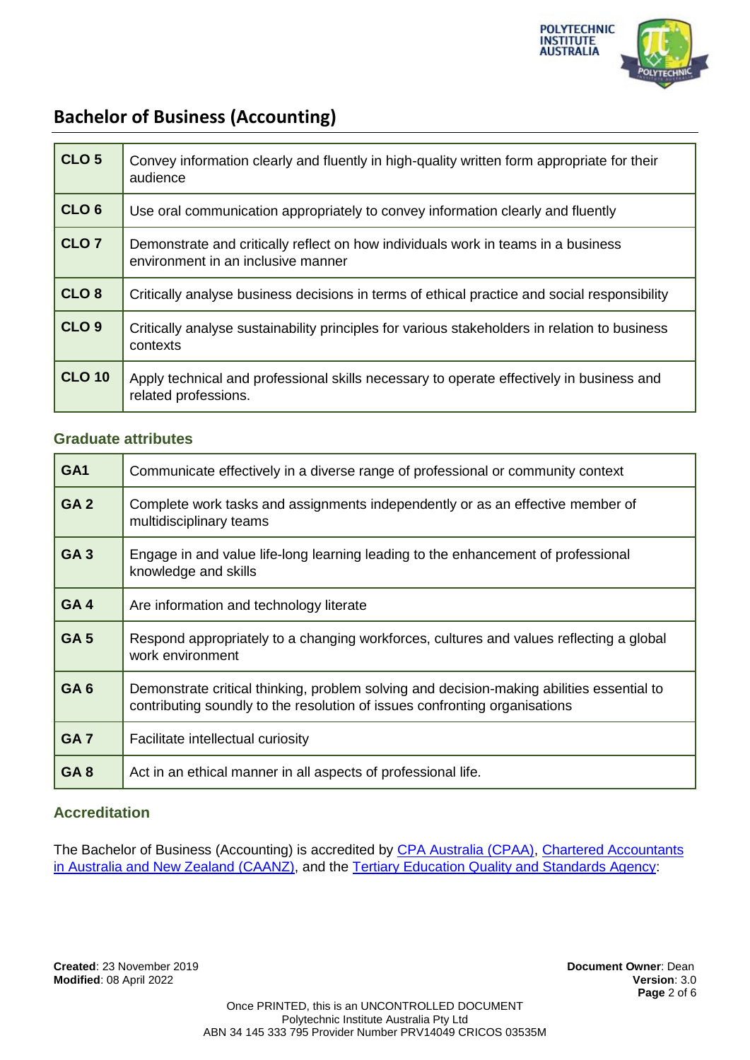## Bachelor of Business (Accounting)

| | |
|---|---|
| **CLO 5** | Convey information clearly and fluently in high-quality written form appropriate for their audience |
| **CLO 6** | Use oral communication appropriately to convey information clearly and fluently |
| **CLO 7** | Demonstrate and critically reflect on how individuals work in teams in a business environment in an inclusive manner |
| **CLO 8** | Critically analyse business decisions in terms of ethical practice and social responsibility |
| **CLO 9** | Critically analyse sustainability principles for various stakeholders in relation to business contexts |
| **CLO 10** | Apply technical and professional skills necessary to operate effectively in business and related professions. |

### Graduate attributes

| | |
|---|---|
| **GA1** | Communicate effectively in a diverse range of professional or community context |
| **GA 2** | Complete work tasks and assignments independently or as an effective member of multidisciplinary teams |
| **GA 3** | Engage in and value life-long learning leading to the enhancement of professional knowledge and skills |
| **GA 4** | Are information and technology literate |
| **GA 5** | Respond appropriately to a changing workforces, cultures and values reflecting a global work environment |
| **GA 6** | Demonstrate critical thinking, problem solving and decision-making abilities essential to contributing soundly to the resolution of issues confronting organisations |
| **GA 7** | Facilitate intellectual curiosity |
| **GA 8** | Act in an ethical manner in all aspects of professional life. |

### Accreditation

The Bachelor of Business (Accounting) is accredited by CPA Australia (CPAA), Chartered Accountants in Australia and New Zealand (CAANZ), and the Tertiary Education Quality and Standards Agency:

**Created**: 23 November 2019
**Modified**: 08 April 2022

**Document Owner**: Dean
**Version**: 3.0

Once PRINTED, this is an UNCONTROLLED DOCUMENT
Polytechnic Institute Australia Pty Ltd
ABN 34 145 333 795 Provider Number PRV14049 CRICOS 03535M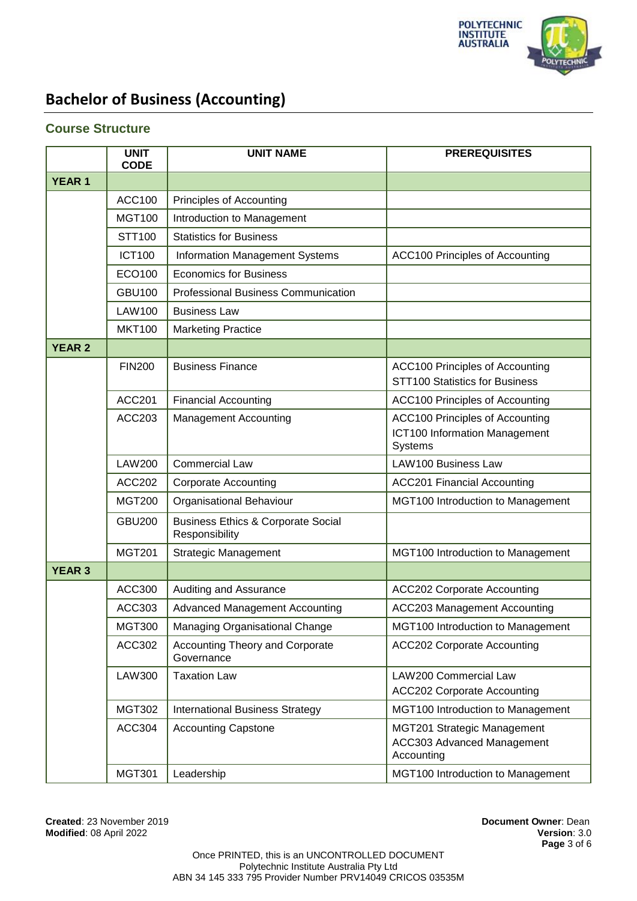# Bachelor of Business (Accounting)

## Course Structure

| | UNIT CODE | UNIT NAME | PREREQUISITES |
|---|---|---|---|
| **YEAR 1** | | | |
| | ACC100 | Principles of Accounting | |
| | MGT100 | Introduction to Management | |
| | STT100 | Statistics for Business | |
| | ICT100 | Information Management Systems | ACC100 Principles of Accounting |
| | ECO100 | Economics for Business | |
| | GBU100 | Professional Business Communication | |
| | LAW100 | Business Law | |
| | MKT100 | Marketing Practice | |
| **YEAR 2** | | | |
| | FIN200 | Business Finance | ACC100 Principles of Accounting<br>STT100 Statistics for Business |
| | ACC201 | Financial Accounting | ACC100 Principles of Accounting |
| | ACC203 | Management Accounting | ACC100 Principles of Accounting<br>ICT100 Information Management Systems |
| | LAW200 | Commercial Law | LAW100 Business Law |
| | ACC202 | Corporate Accounting | ACC201 Financial Accounting |
| | MGT200 | Organisational Behaviour | MGT100 Introduction to Management |
| | GBU200 | Business Ethics & Corporate Social Responsibility | |
| | MGT201 | Strategic Management | MGT100 Introduction to Management |
| **YEAR 3** | | | |
| | ACC300 | Auditing and Assurance | ACC202 Corporate Accounting |
| | ACC303 | Advanced Management Accounting | ACC203 Management Accounting |
| | MGT300 | Managing Organisational Change | MGT100 Introduction to Management |
| | ACC302 | Accounting Theory and Corporate Governance | ACC202 Corporate Accounting |
| | LAW300 | Taxation Law | LAW200 Commercial Law<br>ACC202 Corporate Accounting |
| | MGT302 | International Business Strategy | MGT100 Introduction to Management |
| | ACC304 | Accounting Capstone | MGT201 Strategic Management<br>ACC303 Advanced Management Accounting |
| | MGT301 | Leadership | MGT100 Introduction to Management |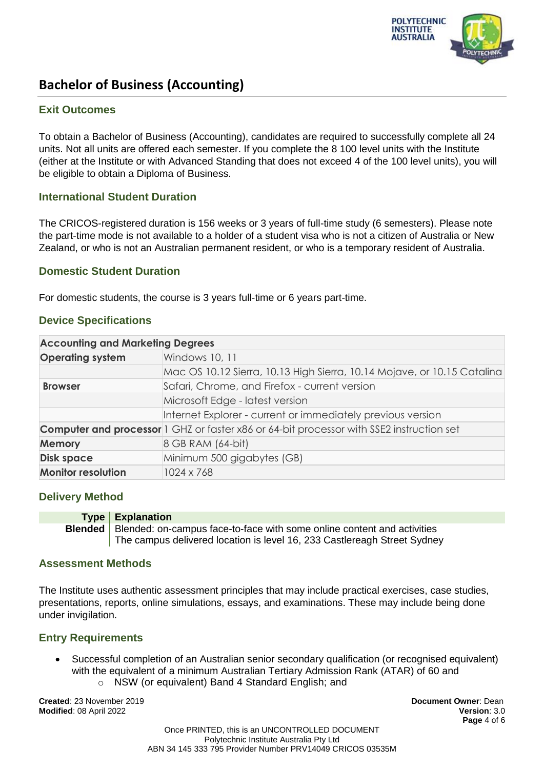# Bachelor of Business (Accounting)

## Exit Outcomes

To obtain a Bachelor of Business (Accounting), candidates are required to successfully complete all 24 units. Not all units are offered each semester. If you complete the 8 100 level units with the Institute (either at the Institute or with Advanced Standing that does not exceed 4 of the 100 level units), you will be eligible to obtain a Diploma of Business.

## International Student Duration

The CRICOS-registered duration is 156 weeks or 3 years of full-time study (6 semesters). Please note the part-time mode is not available to a holder of a student visa who is not a citizen of Australia or New Zealand, or who is not an Australian permanent resident, or who is a temporary resident of Australia.

## Domestic Student Duration

For domestic students, the course is 3 years full-time or 6 years part-time.

## Device Specifications

| Accounting and Marketing Degrees | |
|---|---|
| **Operating system** | Windows 10, 11 |
| | Mac OS 10.12 Sierra, 10.13 High Sierra, 10.14 Mojave, or 10.15 Catalina |
| **Browser** | Safari, Chrome, and Firefox - current version |
| | Microsoft Edge - latest version |
| | Internet Explorer - current or immediately previous version |
| **Computer and processor** | 1 GHZ or faster x86 or 64-bit processor with SSE2 instruction set |
| **Memory** | 8 GB RAM (64-bit) |
| **Disk space** | Minimum 500 gigabytes (GB) |
| **Monitor resolution** | 1024 x 768 |

## Delivery Method

| Type | Explanation |
|---|---|
| **Blended** | Blended: on-campus face-to-face with some online content and activities<br>The campus delivered location is level 16, 233 Castlereagh Street Sydney |

## Assessment Methods

The Institute uses authentic assessment principles that may include practical exercises, case studies, presentations, reports, online simulations, essays, and examinations. These may include being done under invigilation.

## Entry Requirements

- Successful completion of an Australian senior secondary qualification (or recognised equivalent) with the equivalent of a minimum Australian Tertiary Admission Rank (ATAR) of 60 and
  - NSW (or equivalent) Band 4 Standard English; and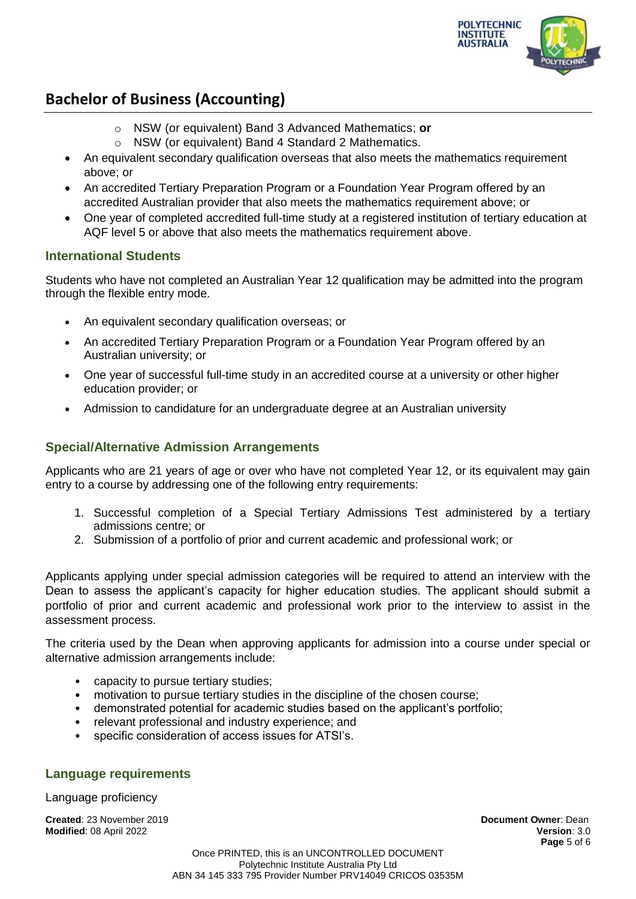- NSW (or equivalent) Band 3 Advanced Mathematics; **or**
    - NSW (or equivalent) Band 4 Standard 2 Mathematics.
- An equivalent secondary qualification overseas that also meets the mathematics requirement above; or
- An accredited Tertiary Preparation Program or a Foundation Year Program offered by an accredited Australian provider that also meets the mathematics requirement above; or
- One year of completed accredited full-time study at a registered institution of tertiary education at AQF level 5 or above that also meets the mathematics requirement above.

### International Students

Students who have not completed an Australian Year 12 qualification may be admitted into the program through the flexible entry mode.

- An equivalent secondary qualification overseas; or
- An accredited Tertiary Preparation Program or a Foundation Year Program offered by an Australian university; or
- One year of successful full-time study in an accredited course at a university or other higher education provider; or
- Admission to candidature for an undergraduate degree at an Australian university

### Special/Alternative Admission Arrangements

Applicants who are 21 years of age or over who have not completed Year 12, or its equivalent may gain entry to a course by addressing one of the following entry requirements:

1. Successful completion of a Special Tertiary Admissions Test administered by a tertiary admissions centre; or
2. Submission of a portfolio of prior and current academic and professional work; or

Applicants applying under special admission categories will be required to attend an interview with the Dean to assess the applicant's capacity for higher education studies. The applicant should submit a portfolio of prior and current academic and professional work prior to the interview to assist in the assessment process.

The criteria used by the Dean when approving applicants for admission into a course under special or alternative admission arrangements include:

- capacity to pursue tertiary studies;
- motivation to pursue tertiary studies in the discipline of the chosen course;
- demonstrated potential for academic studies based on the applicant's portfolio;
- relevant professional and industry experience; and
- specific consideration of access issues for ATSI's.

### Language requirements

Language proficiency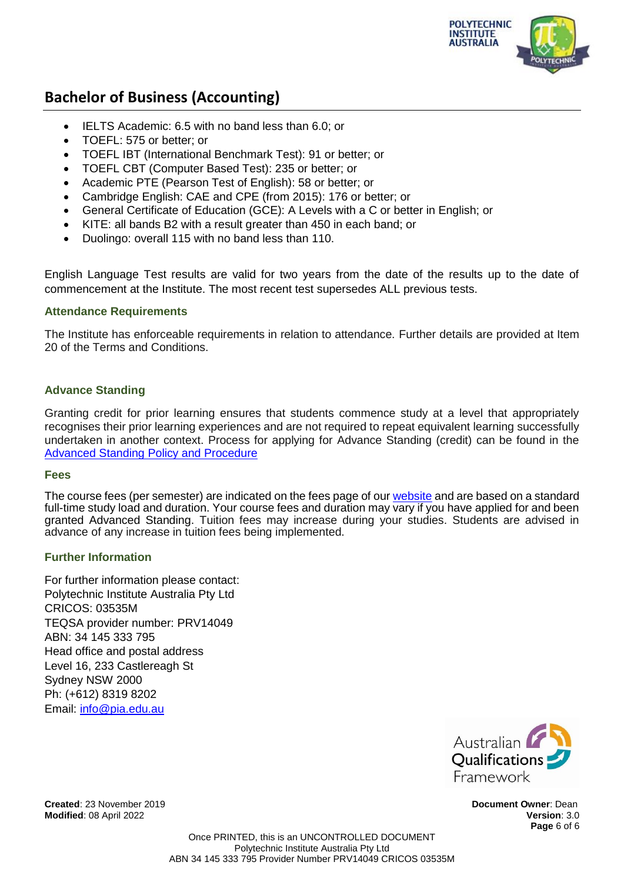## Bachelor of Business (Accounting)

- IELTS Academic: 6.5 with no band less than 6.0; or
- TOEFL: 575 or better; or
- TOEFL IBT (International Benchmark Test): 91 or better; or
- TOEFL CBT (Computer Based Test): 235 or better; or
- Academic PTE (Pearson Test of English): 58 or better; or
- Cambridge English: CAE and CPE (from 2015): 176 or better; or
- General Certificate of Education (GCE): A Levels with a C or better in English; or
- KITE: all bands B2 with a result greater than 450 in each band; or
- Duolingo: overall 115 with no band less than 110.

English Language Test results are valid for two years from the date of the results up to the date of commencement at the Institute. The most recent test supersedes ALL previous tests.

### Attendance Requirements

The Institute has enforceable requirements in relation to attendance. Further details are provided at Item 20 of the Terms and Conditions.

### Advance Standing

Granting credit for prior learning ensures that students commence study at a level that appropriately recognises their prior learning experiences and are not required to repeat equivalent learning successfully undertaken in another context. Process for applying for Advance Standing (credit) can be found in the Advanced Standing Policy and Procedure

### Fees

The course fees (per semester) are indicated on the fees page of our website and are based on a standard full-time study load and duration. Your course fees and duration may vary if you have applied for and been granted Advanced Standing. Tuition fees may increase during your studies. Students are advised in advance of any increase in tuition fees being implemented.

### Further Information

For further information please contact:
Polytechnic Institute Australia Pty Ltd
CRICOS: 03535M
TEQSA provider number: PRV14049
ABN: 34 145 333 795
Head office and postal address
Level 16, 233 Castlereagh St
Sydney NSW 2000
Ph: (+612) 8319 8202
Email: info@pia.edu.au

**Created**: 23 November 2019
**Modified**: 08 April 2022

**Document Owner**: Dean
**Version**: 3.0

Once PRINTED, this is an UNCONTROLLED DOCUMENT
Polytechnic Institute Australia Pty Ltd
ABN 34 145 333 795 Provider Number PRV14049 CRICOS 03535M